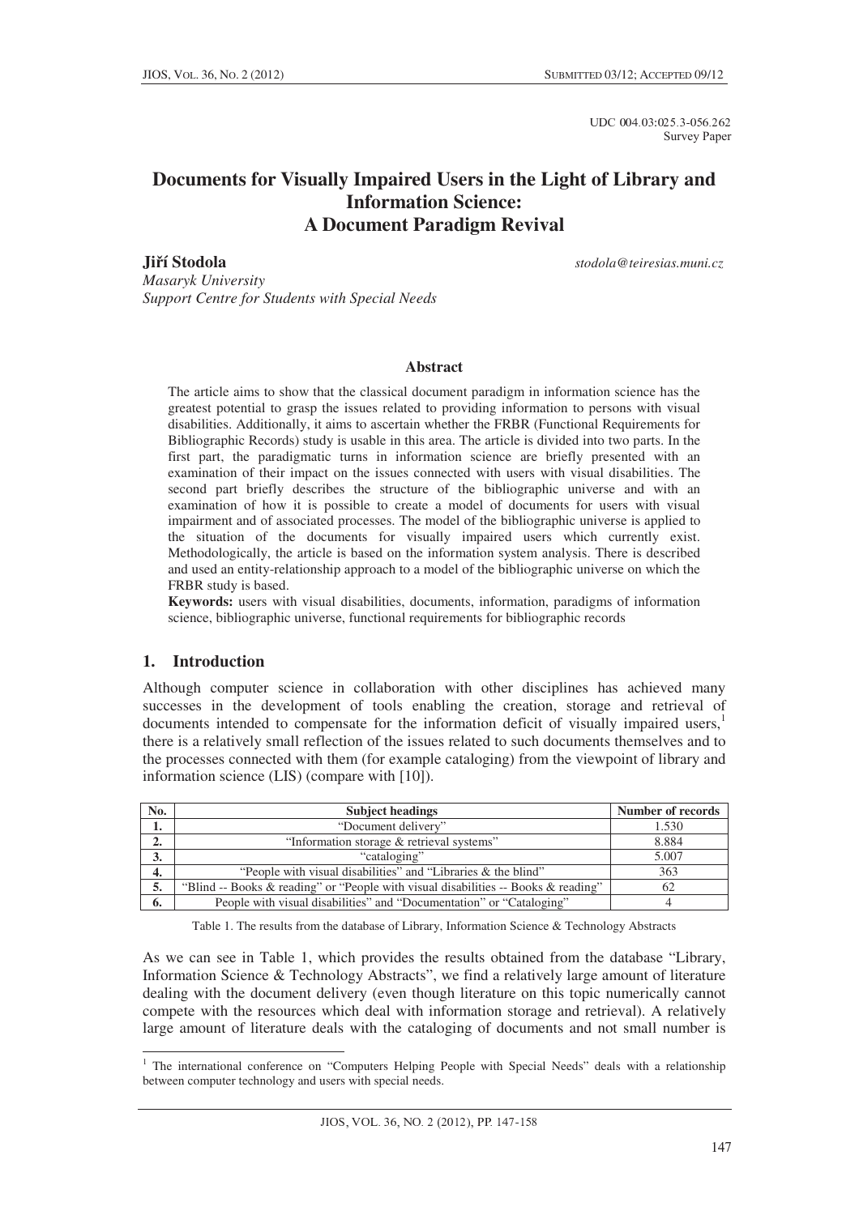UDC 004.03:025.3-056.262
Survey Paper

# Documents for Visually Impaired Users in the Light of Library and Information Science: A Document Paradigm Revival

**Jiří Stodola** *stodola@teiresias.muni.cz*

*Masaryk University*
*Support Centre for Students with Special Needs*

## Abstract

The article aims to show that the classical document paradigm in information science has the greatest potential to grasp the issues related to providing information to persons with visual disabilities. Additionally, it aims to ascertain whether the FRBR (Functional Requirements for Bibliographic Records) study is usable in this area. The article is divided into two parts. In the first part, the paradigmatic turns in information science are briefly presented with an examination of their impact on the issues connected with users with visual disabilities. The second part briefly describes the structure of the bibliographic universe and with an examination of how it is possible to create a model of documents for users with visual impairment and of associated processes. The model of the bibliographic universe is applied to the situation of the documents for visually impaired users which currently exist. Methodologically, the article is based on the information system analysis. There is described and used an entity-relationship approach to a model of the bibliographic universe on which the FRBR study is based.

**Keywords:** users with visual disabilities, documents, information, paradigms of information science, bibliographic universe, functional requirements for bibliographic records

## 1. Introduction

Although computer science in collaboration with other disciplines has achieved many successes in the development of tools enabling the creation, storage and retrieval of documents intended to compensate for the information deficit of visually impaired users,[1] there is a relatively small reflection of the issues related to such documents themselves and to the processes connected with them (for example cataloging) from the viewpoint of library and information science (LIS) (compare with [10]).

| No. | Subject headings | Number of records |
|---|---|---|
| **1.** | "Document delivery" | 1.530 |
| **2.** | "Information storage & retrieval systems" | 8.884 |
| **3.** | "cataloging" | 5.007 |
| **4.** | "People with visual disabilities" and "Libraries & the blind" | 363 |
| **5.** | "Blind -- Books & reading" or "People with visual disabilities -- Books & reading" | 62 |
| **6.** | People with visual disabilities" and "Documentation" or "Cataloging" | 4 |

Table 1. The results from the database of Library, Information Science & Technology Abstracts

As we can see in Table 1, which provides the results obtained from the database "Library, Information Science & Technology Abstracts", we find a relatively large amount of literature dealing with the document delivery (even though literature on this topic numerically cannot compete with the resources which deal with information storage and retrieval). A relatively large amount of literature deals with the cataloging of documents and not small number is

[1] The international conference on "Computers Helping People with Special Needs" deals with a relationship between computer technology and users with special needs.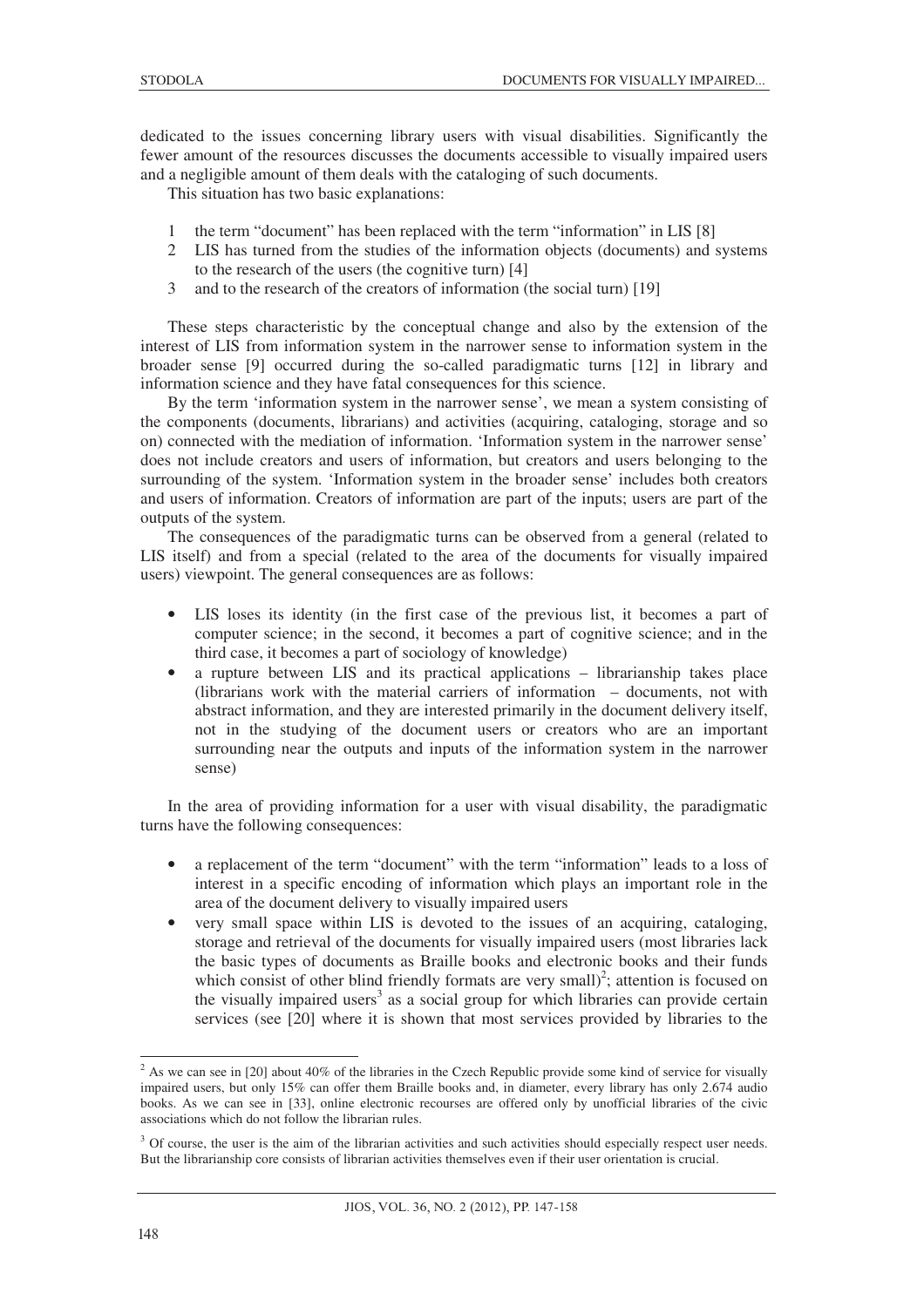dedicated to the issues concerning library users with visual disabilities. Significantly the fewer amount of the resources discusses the documents accessible to visually impaired users and a negligible amount of them deals with the cataloging of such documents.

This situation has two basic explanations:

1. the term "document" has been replaced with the term "information" in LIS [8]
2. LIS has turned from the studies of the information objects (documents) and systems to the research of the users (the cognitive turn) [4]
3. and to the research of the creators of information (the social turn) [19]

These steps characteristic by the conceptual change and also by the extension of the interest of LIS from information system in the narrower sense to information system in the broader sense [9] occurred during the so-called paradigmatic turns [12] in library and information science and they have fatal consequences for this science.

By the term 'information system in the narrower sense', we mean a system consisting of the components (documents, librarians) and activities (acquiring, cataloging, storage and so on) connected with the mediation of information. 'Information system in the narrower sense' does not include creators and users of information, but creators and users belonging to the surrounding of the system. 'Information system in the broader sense' includes both creators and users of information. Creators of information are part of the inputs; users are part of the outputs of the system.

The consequences of the paradigmatic turns can be observed from a general (related to LIS itself) and from a special (related to the area of the documents for visually impaired users) viewpoint. The general consequences are as follows:

- LIS loses its identity (in the first case of the previous list, it becomes a part of computer science; in the second, it becomes a part of cognitive science; and in the third case, it becomes a part of sociology of knowledge)
- a rupture between LIS and its practical applications – librarianship takes place (librarians work with the material carriers of information – documents, not with abstract information, and they are interested primarily in the document delivery itself, not in the studying of the document users or creators who are an important surrounding near the outputs and inputs of the information system in the narrower sense)

In the area of providing information for a user with visual disability, the paradigmatic turns have the following consequences:

- a replacement of the term "document" with the term "information" leads to a loss of interest in a specific encoding of information which plays an important role in the area of the document delivery to visually impaired users
- very small space within LIS is devoted to the issues of an acquiring, cataloging, storage and retrieval of the documents for visually impaired users (most libraries lack the basic types of documents as Braille books and electronic books and their funds which consist of other blind friendly formats are very small)[2]; attention is focused on the visually impaired users[3] as a social group for which libraries can provide certain services (see [20] where it is shown that most services provided by libraries to the

---

[2] As we can see in [20] about 40% of the libraries in the Czech Republic provide some kind of service for visually impaired users, but only 15% can offer them Braille books and, in diameter, every library has only 2.674 audio books. As we can see in [33], online electronic recourses are offered only by unofficial libraries of the civic associations which do not follow the librarian rules.

[3] Of course, the user is the aim of the librarian activities and such activities should especially respect user needs. But the librarianship core consists of librarian activities themselves even if their user orientation is crucial.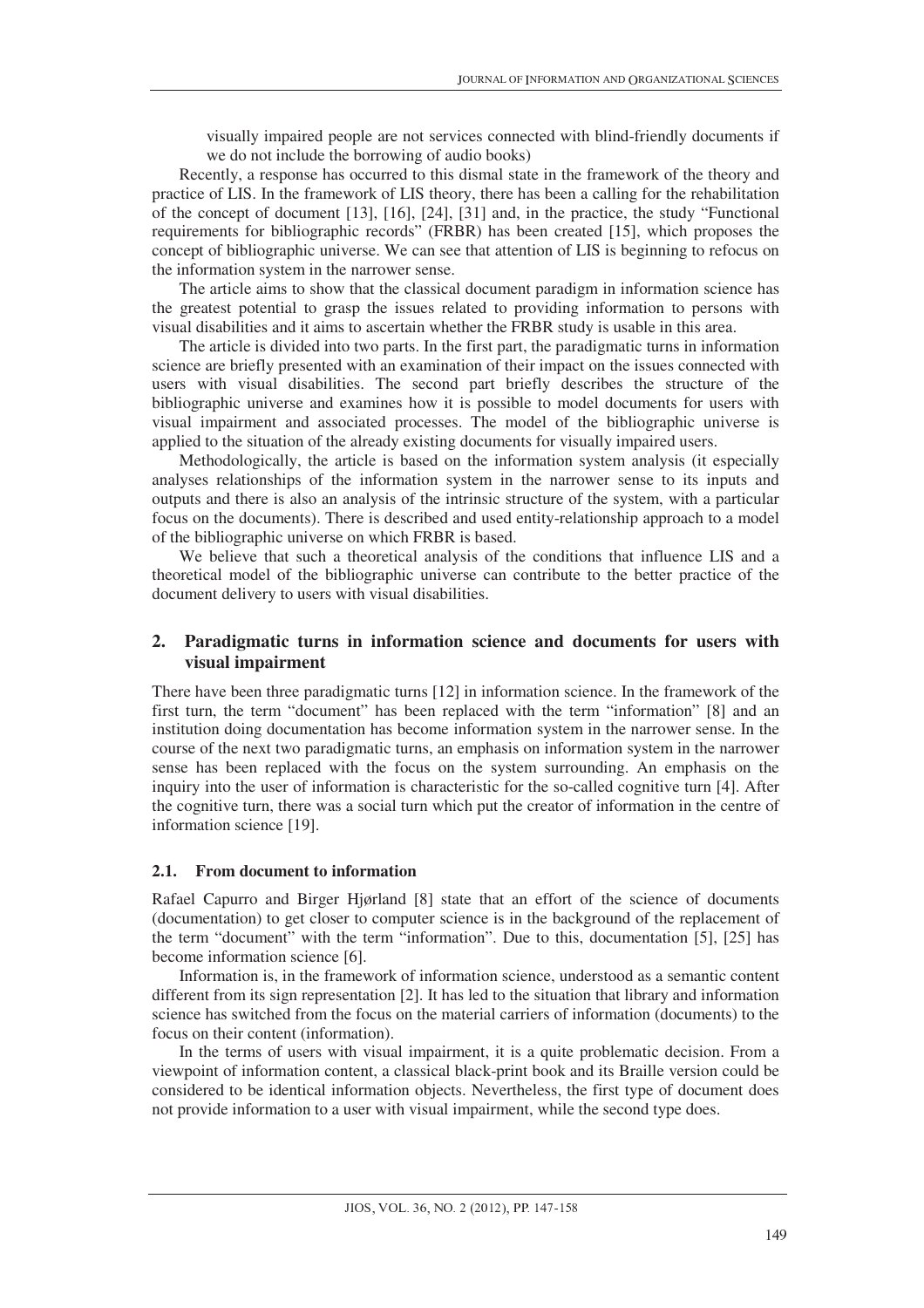visually impaired people are not services connected with blind-friendly documents if we do not include the borrowing of audio books)

Recently, a response has occurred to this dismal state in the framework of the theory and practice of LIS. In the framework of LIS theory, there has been a calling for the rehabilitation of the concept of document [13], [16], [24], [31] and, in the practice, the study "Functional requirements for bibliographic records" (FRBR) has been created [15], which proposes the concept of bibliographic universe. We can see that attention of LIS is beginning to refocus on the information system in the narrower sense.

The article aims to show that the classical document paradigm in information science has the greatest potential to grasp the issues related to providing information to persons with visual disabilities and it aims to ascertain whether the FRBR study is usable in this area.

The article is divided into two parts. In the first part, the paradigmatic turns in information science are briefly presented with an examination of their impact on the issues connected with users with visual disabilities. The second part briefly describes the structure of the bibliographic universe and examines how it is possible to model documents for users with visual impairment and associated processes. The model of the bibliographic universe is applied to the situation of the already existing documents for visually impaired users.

Methodologically, the article is based on the information system analysis (it especially analyses relationships of the information system in the narrower sense to its inputs and outputs and there is also an analysis of the intrinsic structure of the system, with a particular focus on the documents). There is described and used entity-relationship approach to a model of the bibliographic universe on which FRBR is based.

We believe that such a theoretical analysis of the conditions that influence LIS and a theoretical model of the bibliographic universe can contribute to the better practice of the document delivery to users with visual disabilities.

## 2. Paradigmatic turns in information science and documents for users with visual impairment

There have been three paradigmatic turns [12] in information science. In the framework of the first turn, the term "document" has been replaced with the term "information" [8] and an institution doing documentation has become information system in the narrower sense. In the course of the next two paradigmatic turns, an emphasis on information system in the narrower sense has been replaced with the focus on the system surrounding. An emphasis on the inquiry into the user of information is characteristic for the so-called cognitive turn [4]. After the cognitive turn, there was a social turn which put the creator of information in the centre of information science [19].

### 2.1. From document to information

Rafael Capurro and Birger Hjørland [8] state that an effort of the science of documents (documentation) to get closer to computer science is in the background of the replacement of the term "document" with the term "information". Due to this, documentation [5], [25] has become information science [6].

Information is, in the framework of information science, understood as a semantic content different from its sign representation [2]. It has led to the situation that library and information science has switched from the focus on the material carriers of information (documents) to the focus on their content (information).

In the terms of users with visual impairment, it is a quite problematic decision. From a viewpoint of information content, a classical black-print book and its Braille version could be considered to be identical information objects. Nevertheless, the first type of document does not provide information to a user with visual impairment, while the second type does.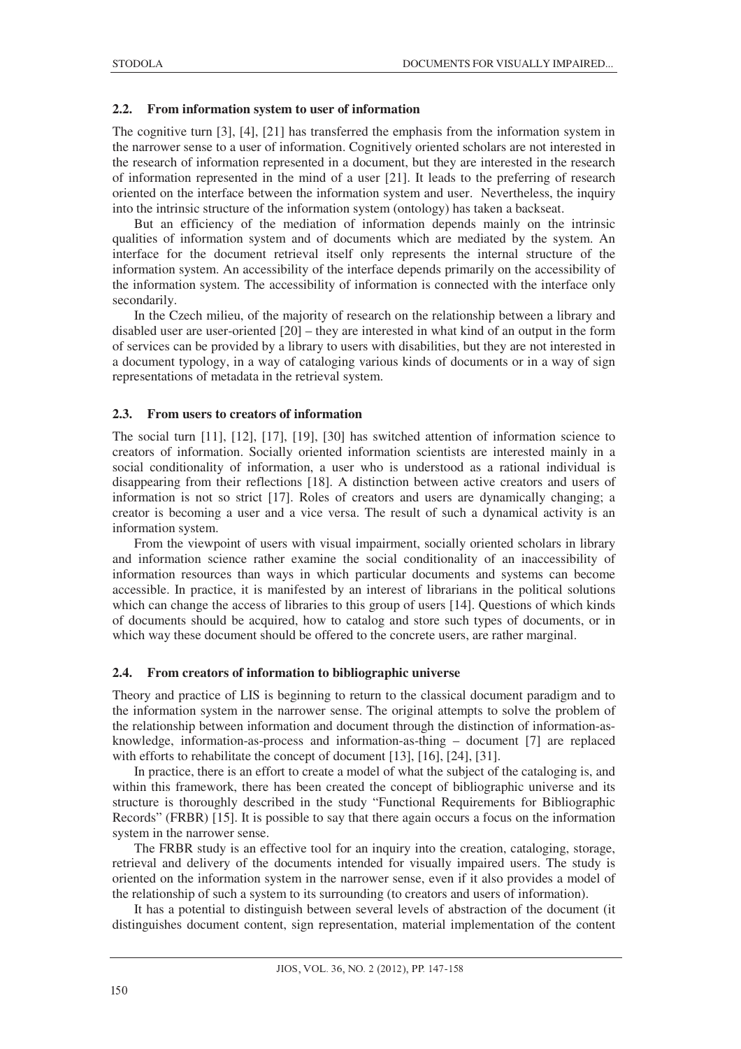### 2.2. From information system to user of information

The cognitive turn [3], [4], [21] has transferred the emphasis from the information system in the narrower sense to a user of information. Cognitively oriented scholars are not interested in the research of information represented in a document, but they are interested in the research of information represented in the mind of a user [21]. It leads to the preferring of research oriented on the interface between the information system and user. Nevertheless, the inquiry into the intrinsic structure of the information system (ontology) has taken a backseat.

But an efficiency of the mediation of information depends mainly on the intrinsic qualities of information system and of documents which are mediated by the system. An interface for the document retrieval itself only represents the internal structure of the information system. An accessibility of the interface depends primarily on the accessibility of the information system. The accessibility of information is connected with the interface only secondarily.

In the Czech milieu, of the majority of research on the relationship between a library and disabled user are user-oriented [20] – they are interested in what kind of an output in the form of services can be provided by a library to users with disabilities, but they are not interested in a document typology, in a way of cataloging various kinds of documents or in a way of sign representations of metadata in the retrieval system.

### 2.3. From users to creators of information

The social turn [11], [12], [17], [19], [30] has switched attention of information science to creators of information. Socially oriented information scientists are interested mainly in a social conditionality of information, a user who is understood as a rational individual is disappearing from their reflections [18]. A distinction between active creators and users of information is not so strict [17]. Roles of creators and users are dynamically changing; a creator is becoming a user and a vice versa. The result of such a dynamical activity is an information system.

From the viewpoint of users with visual impairment, socially oriented scholars in library and information science rather examine the social conditionality of an inaccessibility of information resources than ways in which particular documents and systems can become accessible. In practice, it is manifested by an interest of librarians in the political solutions which can change the access of libraries to this group of users [14]. Questions of which kinds of documents should be acquired, how to catalog and store such types of documents, or in which way these document should be offered to the concrete users, are rather marginal.

### 2.4. From creators of information to bibliographic universe

Theory and practice of LIS is beginning to return to the classical document paradigm and to the information system in the narrower sense. The original attempts to solve the problem of the relationship between information and document through the distinction of information-as-knowledge, information-as-process and information-as-thing – document [7] are replaced with efforts to rehabilitate the concept of document [13], [16], [24], [31].

In practice, there is an effort to create a model of what the subject of the cataloging is, and within this framework, there has been created the concept of bibliographic universe and its structure is thoroughly described in the study "Functional Requirements for Bibliographic Records" (FRBR) [15]. It is possible to say that there again occurs a focus on the information system in the narrower sense.

The FRBR study is an effective tool for an inquiry into the creation, cataloging, storage, retrieval and delivery of the documents intended for visually impaired users. The study is oriented on the information system in the narrower sense, even if it also provides a model of the relationship of such a system to its surrounding (to creators and users of information).

It has a potential to distinguish between several levels of abstraction of the document (it distinguishes document content, sign representation, material implementation of the content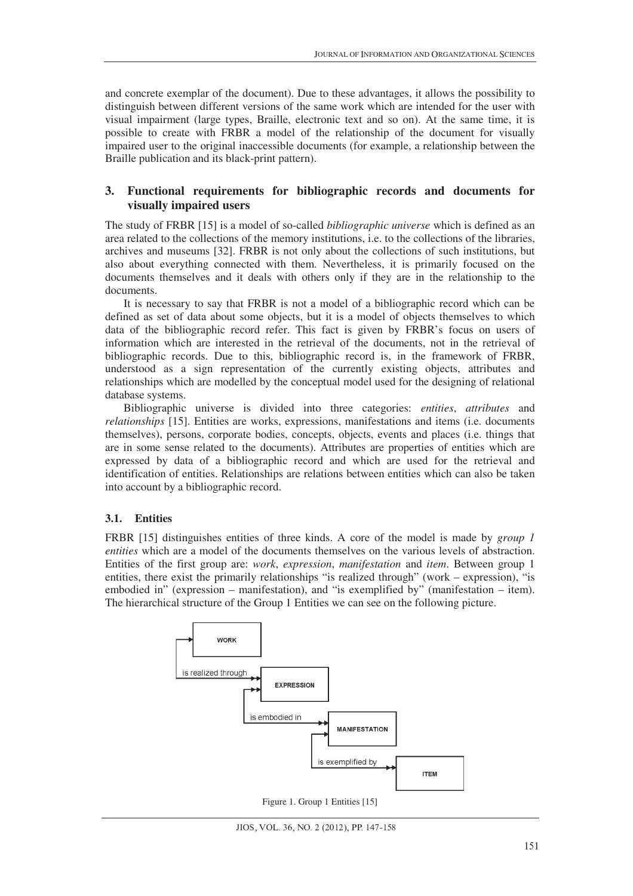and concrete exemplar of the document). Due to these advantages, it allows the possibility to distinguish between different versions of the same work which are intended for the user with visual impairment (large types, Braille, electronic text and so on). At the same time, it is possible to create with FRBR a model of the relationship of the document for visually impaired user to the original inaccessible documents (for example, a relationship between the Braille publication and its black-print pattern).

## 3. Functional requirements for bibliographic records and documents for visually impaired users

The study of FRBR [15] is a model of so-called *bibliographic universe* which is defined as an area related to the collections of the memory institutions, i.e. to the collections of the libraries, archives and museums [32]. FRBR is not only about the collections of such institutions, but also about everything connected with them. Nevertheless, it is primarily focused on the documents themselves and it deals with others only if they are in the relationship to the documents.

It is necessary to say that FRBR is not a model of a bibliographic record which can be defined as set of data about some objects, but it is a model of objects themselves to which data of the bibliographic record refer. This fact is given by FRBR's focus on users of information which are interested in the retrieval of the documents, not in the retrieval of bibliographic records. Due to this, bibliographic record is, in the framework of FRBR, understood as a sign representation of the currently existing objects, attributes and relationships which are modelled by the conceptual model used for the designing of relational database systems.

Bibliographic universe is divided into three categories: *entities*, *attributes* and *relationships* [15]. Entities are works, expressions, manifestations and items (i.e. documents themselves), persons, corporate bodies, concepts, objects, events and places (i.e. things that are in some sense related to the documents). Attributes are properties of entities which are expressed by data of a bibliographic record and which are used for the retrieval and identification of entities. Relationships are relations between entities which can also be taken into account by a bibliographic record.

### 3.1. Entities

FRBR [15] distinguishes entities of three kinds. A core of the model is made by *group 1 entities* which are a model of the documents themselves on the various levels of abstraction. Entities of the first group are: *work*, *expression*, *manifestation* and *item*. Between group 1 entities, there exist the primarily relationships "is realized through" (work – expression), "is embodied in" (expression – manifestation), and "is exemplified by" (manifestation – item). The hierarchical structure of the Group 1 Entities we can see on the following picture.

WORK → is realized through → EXPRESSION → is embodied in → MANIFESTATION → is exemplified by → ITEM

Figure 1. Group 1 Entities [15]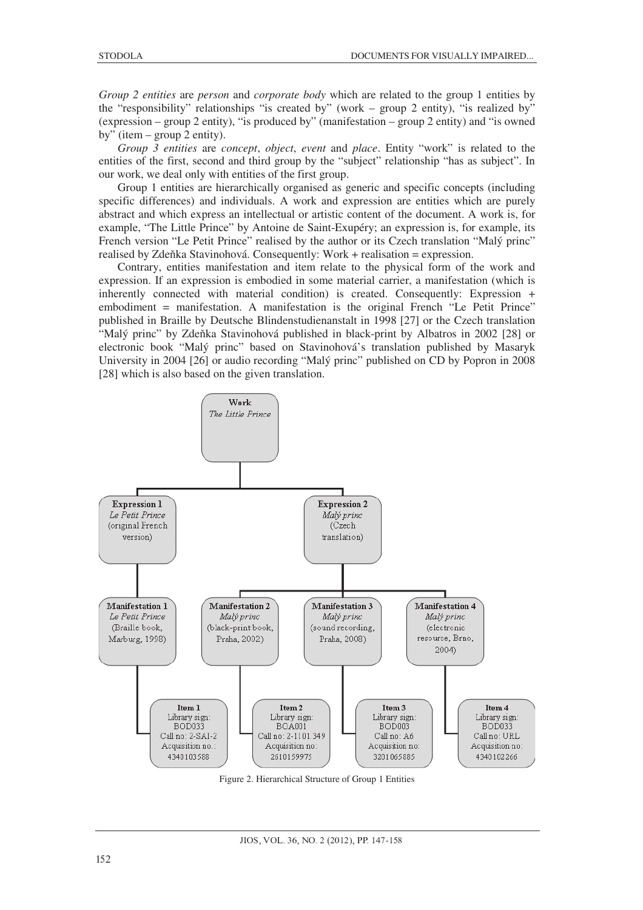*Group 2 entities* are *person* and *corporate body* which are related to the group 1 entities by the "responsibility" relationships "is created by" (work – group 2 entity), "is realized by" (expression – group 2 entity), "is produced by" (manifestation – group 2 entity) and "is owned by" (item – group 2 entity).

*Group 3 entities* are *concept*, *object*, *event* and *place*. Entity "work" is related to the entities of the first, second and third group by the "subject" relationship "has as subject". In our work, we deal only with entities of the first group.

Group 1 entities are hierarchically organised as generic and specific concepts (including specific differences) and individuals. A work and expression are entities which are purely abstract and which express an intellectual or artistic content of the document. A work is, for example, "The Little Prince" by Antoine de Saint-Exupéry; an expression is, for example, its French version "Le Petit Prince" realised by the author or its Czech translation "Malý princ" realised by Zdeňka Stavinohová. Consequently: Work + realisation = expression.

Contrary, entities manifestation and item relate to the physical form of the work and expression. If an expression is embodied in some material carrier, a manifestation (which is inherently connected with material condition) is created. Consequently: Expression + embodiment = manifestation. A manifestation is the original French "Le Petit Prince" published in Braille by Deutsche Blindenstudienanstalt in 1998 [27] or the Czech translation "Malý princ" by Zdeňka Stavinohová published in black-print by Albatros in 2002 [28] or electronic book "Malý princ" based on Stavinohová's translation published by Masaryk University in 2004 [26] or audio recording "Malý princ" published on CD by Popron in 2008 [28] which is also based on the given translation.

- **Work** *The Little Prince*
  - **Expression 1** *Le Petit Prince* (original French version)
    - **Manifestation 1** *Le Petit Prince* (Braille book, Marburg, 1998)
      - **Item 1** Library sign: BOD033; Call no: 2-SAI-2; Acquisition no.: 4340103588
  - **Expression 2** *Malý princ* (Czech translation)
    - **Manifestation 2** *Malý princ* (black-print book, Praha, 2002)
      - **Item 2** Library sign: BOA001; Call no: 2-1101.349; Acquisition no: 2610159975
    - **Manifestation 3** *Malý princ* (sound recording, Praha, 2008)
      - **Item 3** Library sign: BOD003; Call no: A6; Acquisition no: 3201065885
    - **Manifestation 4** *Malý princ* (electronic resource, Brno, 2004)
      - **Item 4** Library sign: BOD033; Call no: URL; Acquisition no: 4340102266

Figure 2. Hierarchical Structure of Group 1 Entities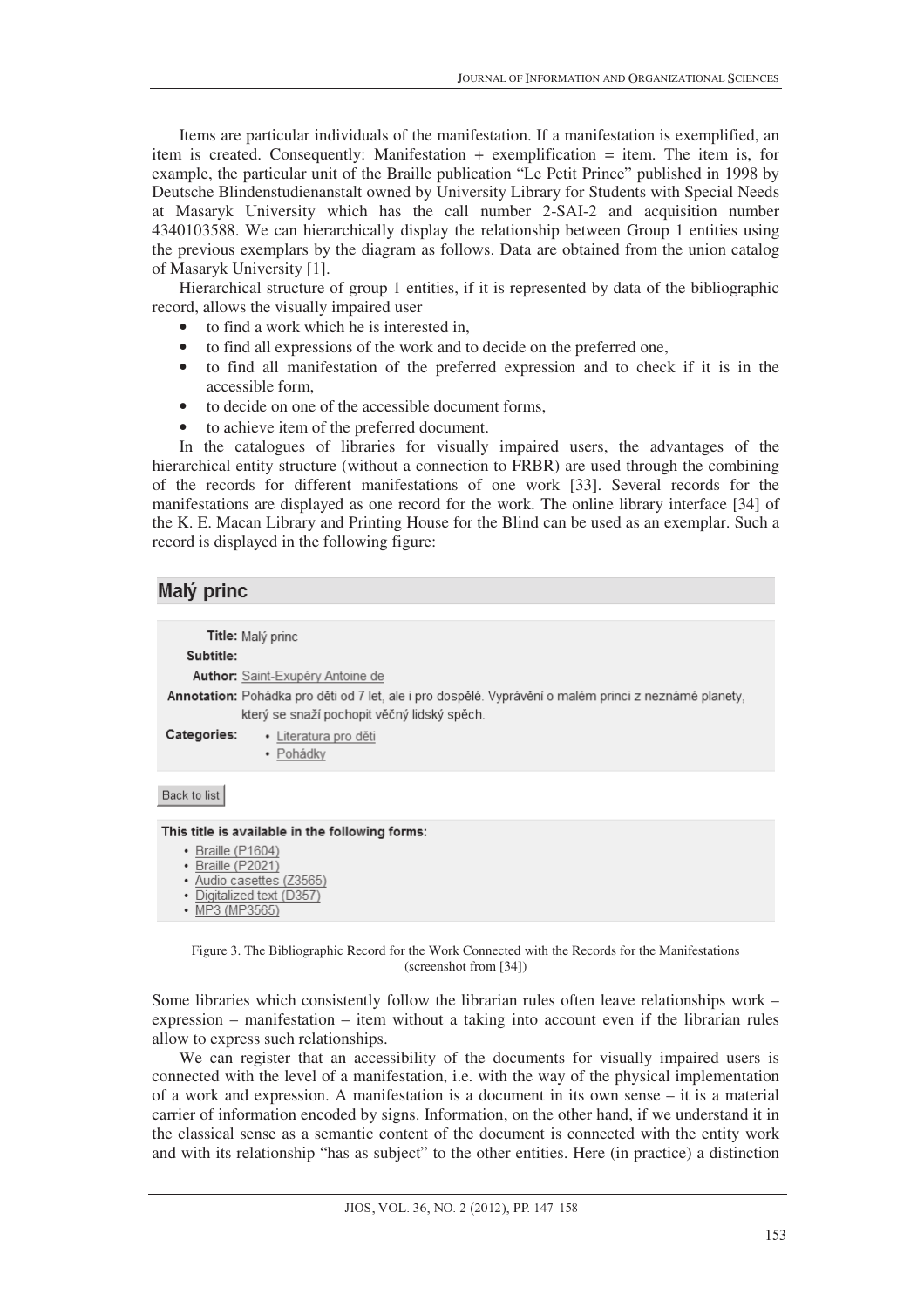Items are particular individuals of the manifestation. If a manifestation is exemplified, an item is created. Consequently: Manifestation + exemplification = item. The item is, for example, the particular unit of the Braille publication "Le Petit Prince" published in 1998 by Deutsche Blindenstudienanstalt owned by University Library for Students with Special Needs at Masaryk University which has the call number 2-SAI-2 and acquisition number 4340103588. We can hierarchically display the relationship between Group 1 entities using the previous exemplars by the diagram as follows. Data are obtained from the union catalog of Masaryk University [1].

Hierarchical structure of group 1 entities, if it is represented by data of the bibliographic record, allows the visually impaired user

- to find a work which he is interested in,
- to find all expressions of the work and to decide on the preferred one,
- to find all manifestation of the preferred expression and to check if it is in the accessible form,
- to decide on one of the accessible document forms,
- to achieve item of the preferred document.

In the catalogues of libraries for visually impaired users, the advantages of the hierarchical entity structure (without a connection to FRBR) are used through the combining of the records for different manifestations of one work [33]. Several records for the manifestations are displayed as one record for the work. The online library interface [34] of the K. E. Macan Library and Printing House for the Blind can be used as an exemplar. Such a record is displayed in the following figure:

## Malý princ

**Title:** Malý princ
**Subtitle:**
**Author:** Saint-Exupéry Antoine de
**Annotation:** Pohádka pro děti od 7 let, ale i pro dospělé. Vyprávění o malém princi z neznámé planety, který se snaží pochopit věčný lidský spěch.
**Categories:**
- Literatura pro děti
- Pohádky

Back to list

**This title is available in the following forms:**

- Braille (P1604)
- Braille (P2021)
- Audio casettes (Z3565)
- Digitalized text (D357)
- MP3 (MP3565)

Figure 3. The Bibliographic Record for the Work Connected with the Records for the Manifestations (screenshot from [34])

Some libraries which consistently follow the librarian rules often leave relationships work – expression – manifestation – item without a taking into account even if the librarian rules allow to express such relationships.

We can register that an accessibility of the documents for visually impaired users is connected with the level of a manifestation, i.e. with the way of the physical implementation of a work and expression. A manifestation is a document in its own sense – it is a material carrier of information encoded by signs. Information, on the other hand, if we understand it in the classical sense as a semantic content of the document is connected with the entity work and with its relationship "has as subject" to the other entities. Here (in practice) a distinction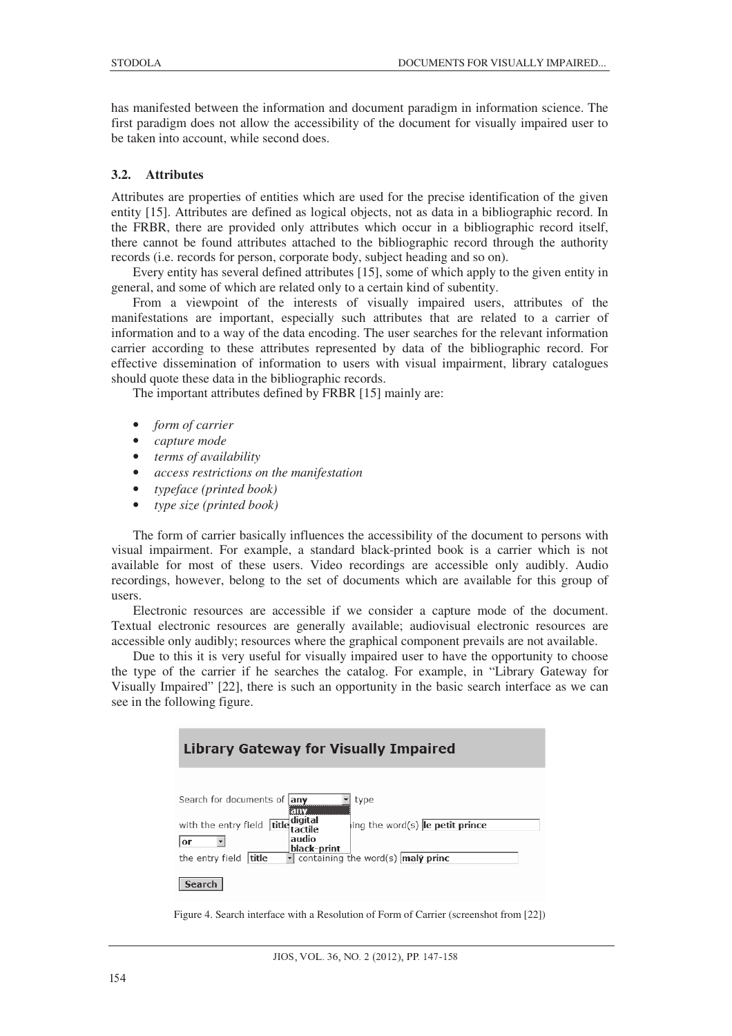has manifested between the information and document paradigm in information science. The first paradigm does not allow the accessibility of the document for visually impaired user to be taken into account, while second does.

### 3.2. Attributes

Attributes are properties of entities which are used for the precise identification of the given entity [15]. Attributes are defined as logical objects, not as data in a bibliographic record. In the FRBR, there are provided only attributes which occur in a bibliographic record itself, there cannot be found attributes attached to the bibliographic record through the authority records (i.e. records for person, corporate body, subject heading and so on).

Every entity has several defined attributes [15], some of which apply to the given entity in general, and some of which are related only to a certain kind of subentity.

From a viewpoint of the interests of visually impaired users, attributes of the manifestations are important, especially such attributes that are related to a carrier of information and to a way of the data encoding. The user searches for the relevant information carrier according to these attributes represented by data of the bibliographic record. For effective dissemination of information to users with visual impairment, library catalogues should quote these data in the bibliographic records.

The important attributes defined by FRBR [15] mainly are:

- *form of carrier*
- *capture mode*
- *terms of availability*
- *access restrictions on the manifestation*
- *typeface (printed book)*
- *type size (printed book)*

The form of carrier basically influences the accessibility of the document to persons with visual impairment. For example, a standard black-printed book is a carrier which is not available for most of these users. Video recordings are accessible only audibly. Audio recordings, however, belong to the set of documents which are available for this group of users.

Electronic resources are accessible if we consider a capture mode of the document. Textual electronic resources are generally available; audiovisual electronic resources are accessible only audibly; resources where the graphical component prevails are not available.

Due to this it is very useful for visually impaired user to have the opportunity to choose the type of the carrier if he searches the catalog. For example, in "Library Gateway for Visually Impaired" [22], there is such an opportunity in the basic search interface as we can see in the following figure.

**Library Gateway for Visually Impaired**

Search for documents of [any] type
(options: any, digital, tactile, audio, black-print)
with the entry field [title] containing the word(s) [le petit prince]
[or]
the entry field [title] containing the word(s) [malý princ]
[Search]

Figure 4. Search interface with a Resolution of Form of Carrier (screenshot from [22])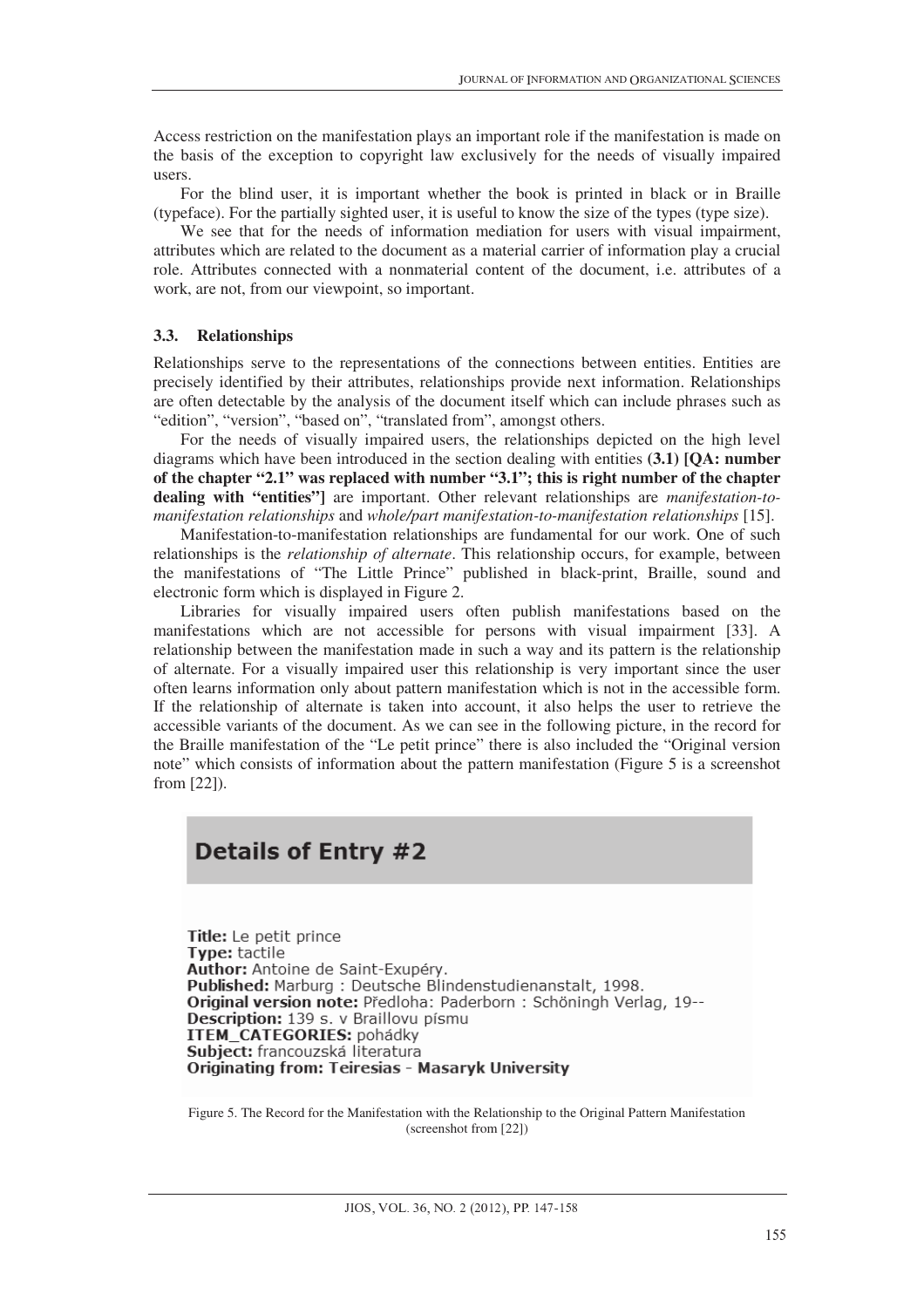Access restriction on the manifestation plays an important role if the manifestation is made on the basis of the exception to copyright law exclusively for the needs of visually impaired users.

For the blind user, it is important whether the book is printed in black or in Braille (typeface). For the partially sighted user, it is useful to know the size of the types (type size).

We see that for the needs of information mediation for users with visual impairment, attributes which are related to the document as a material carrier of information play a crucial role. Attributes connected with a nonmaterial content of the document, i.e. attributes of a work, are not, from our viewpoint, so important.

### 3.3. Relationships

Relationships serve to the representations of the connections between entities. Entities are precisely identified by their attributes, relationships provide next information. Relationships are often detectable by the analysis of the document itself which can include phrases such as "edition", "version", "based on", "translated from", amongst others.

For the needs of visually impaired users, the relationships depicted on the high level diagrams which have been introduced in the section dealing with entities **(3.1) [QA: number of the chapter "2.1" was replaced with number "3.1"; this is right number of the chapter dealing with "entities"]** are important. Other relevant relationships are *manifestation-to-manifestation relationships* and *whole/part manifestation-to-manifestation relationships* [15].

Manifestation-to-manifestation relationships are fundamental for our work. One of such relationships is the *relationship of alternate*. This relationship occurs, for example, between the manifestations of "The Little Prince" published in black-print, Braille, sound and electronic form which is displayed in Figure 2.

Libraries for visually impaired users often publish manifestations based on the manifestations which are not accessible for persons with visual impairment [33]. A relationship between the manifestation made in such a way and its pattern is the relationship of alternate. For a visually impaired user this relationship is very important since the user often learns information only about pattern manifestation which is not in the accessible form. If the relationship of alternate is taken into account, it also helps the user to retrieve the accessible variants of the document. As we can see in the following picture, in the record for the Braille manifestation of the "Le petit prince" there is also included the "Original version note" which consists of information about the pattern manifestation (Figure 5 is a screenshot from [22]).

**Details of Entry #2**

**Title:** Le petit prince
**Type:** tactile
**Author:** Antoine de Saint-Exupéry.
**Published:** Marburg : Deutsche Blindenstudienanstalt, 1998.
**Original version note:** Předloha: Paderborn : Schöningh Verlag, 19--
**Description:** 139 s. v Braillovu písmu
**ITEM_CATEGORIES:** pohádky
**Subject:** francouzská literatura
**Originating from: Teiresias - Masaryk University**

Figure 5. The Record for the Manifestation with the Relationship to the Original Pattern Manifestation (screenshot from [22])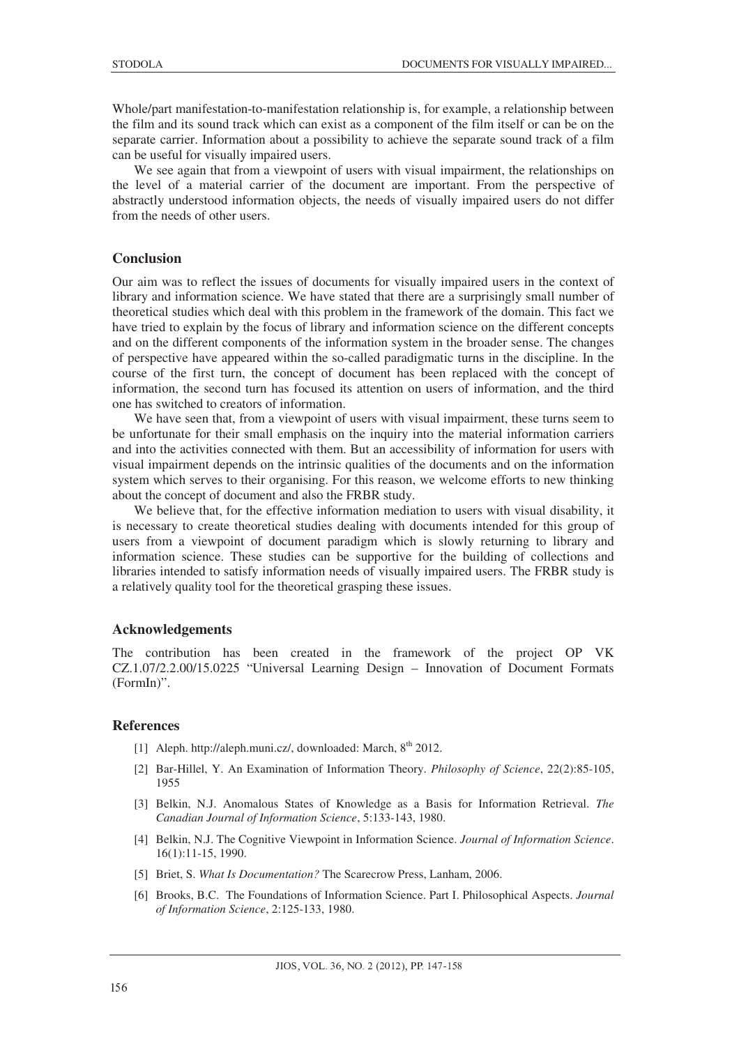Whole/part manifestation-to-manifestation relationship is, for example, a relationship between the film and its sound track which can exist as a component of the film itself or can be on the separate carrier. Information about a possibility to achieve the separate sound track of a film can be useful for visually impaired users.

We see again that from a viewpoint of users with visual impairment, the relationships on the level of a material carrier of the document are important. From the perspective of abstractly understood information objects, the needs of visually impaired users do not differ from the needs of other users.

## Conclusion

Our aim was to reflect the issues of documents for visually impaired users in the context of library and information science. We have stated that there are a surprisingly small number of theoretical studies which deal with this problem in the framework of the domain. This fact we have tried to explain by the focus of library and information science on the different concepts and on the different components of the information system in the broader sense. The changes of perspective have appeared within the so-called paradigmatic turns in the discipline. In the course of the first turn, the concept of document has been replaced with the concept of information, the second turn has focused its attention on users of information, and the third one has switched to creators of information.

We have seen that, from a viewpoint of users with visual impairment, these turns seem to be unfortunate for their small emphasis on the inquiry into the material information carriers and into the activities connected with them. But an accessibility of information for users with visual impairment depends on the intrinsic qualities of the documents and on the information system which serves to their organising. For this reason, we welcome efforts to new thinking about the concept of document and also the FRBR study.

We believe that, for the effective information mediation to users with visual disability, it is necessary to create theoretical studies dealing with documents intended for this group of users from a viewpoint of document paradigm which is slowly returning to library and information science. These studies can be supportive for the building of collections and libraries intended to satisfy information needs of visually impaired users. The FRBR study is a relatively quality tool for the theoretical grasping these issues.

## Acknowledgements

The contribution has been created in the framework of the project OP VK CZ.1.07/2.2.00/15.0225 "Universal Learning Design – Innovation of Document Formats (FormIn)".

## References

[1] Aleph. http://aleph.muni.cz/, downloaded: March, 8th 2012.

[2] Bar-Hillel, Y. An Examination of Information Theory. *Philosophy of Science*, 22(2):85-105, 1955

[3] Belkin, N.J. Anomalous States of Knowledge as a Basis for Information Retrieval. *The Canadian Journal of Information Science*, 5:133-143, 1980.

[4] Belkin, N.J. The Cognitive Viewpoint in Information Science. *Journal of Information Science*. 16(1):11-15, 1990.

[5] Briet, S. *What Is Documentation?* The Scarecrow Press, Lanham, 2006.

[6] Brooks, B.C. The Foundations of Information Science. Part I. Philosophical Aspects. *Journal of Information Science*, 2:125-133, 1980.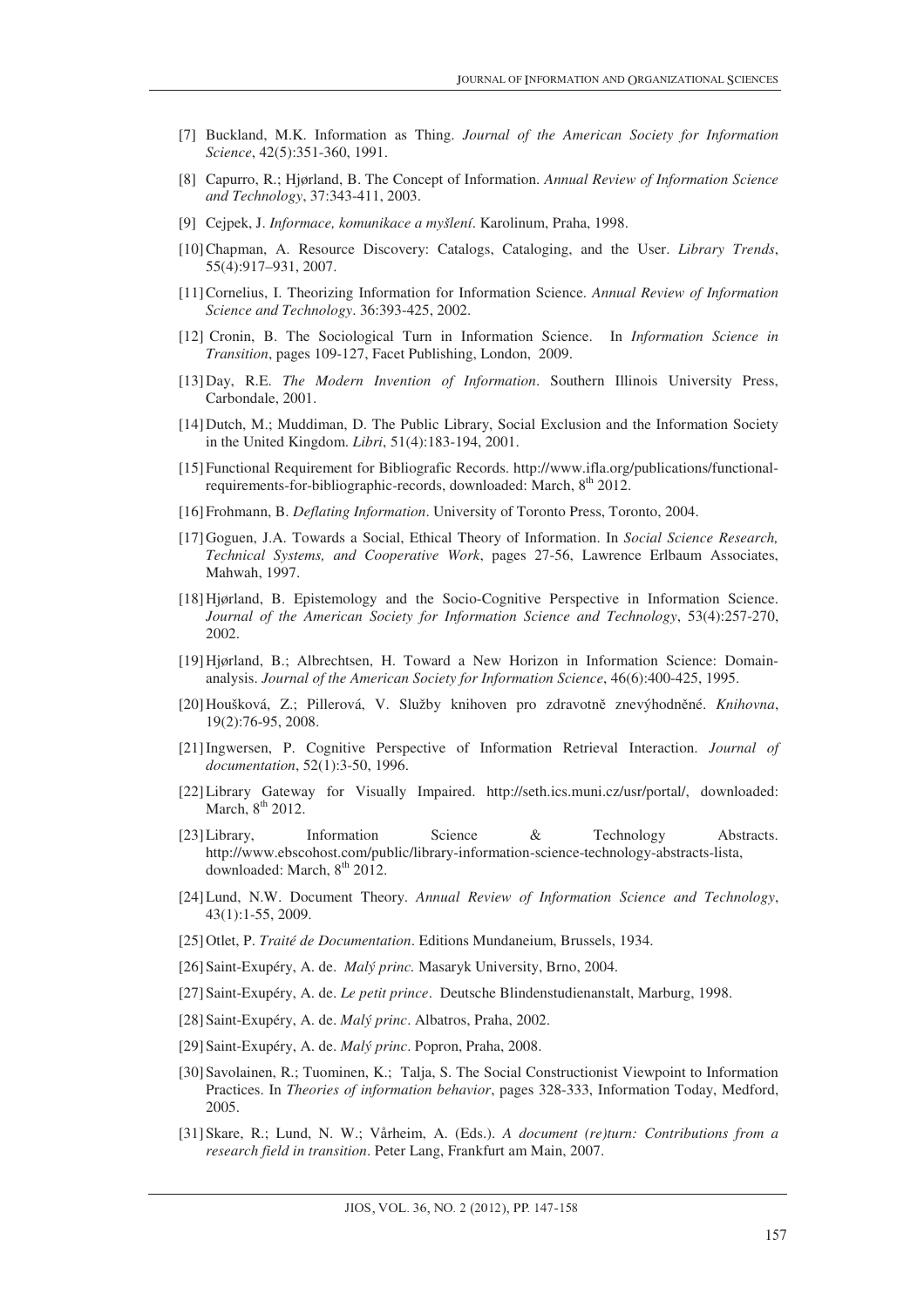[7] Buckland, M.K. Information as Thing. *Journal of the American Society for Information Science*, 42(5):351-360, 1991.

[8] Capurro, R.; Hjørland, B. The Concept of Information. *Annual Review of Information Science and Technology*, 37:343-411, 2003.

[9] Cejpek, J. *Informace, komunikace a myšlení*. Karolinum, Praha, 1998.

[10] Chapman, A. Resource Discovery: Catalogs, Cataloging, and the User. *Library Trends*, 55(4):917–931, 2007.

[11] Cornelius, I. Theorizing Information for Information Science. *Annual Review of Information Science and Technology*. 36:393-425, 2002.

[12] Cronin, B. The Sociological Turn in Information Science. In *Information Science in Transition*, pages 109-127, Facet Publishing, London, 2009.

[13] Day, R.E. *The Modern Invention of Information*. Southern Illinois University Press, Carbondale, 2001.

[14] Dutch, M.; Muddiman, D. The Public Library, Social Exclusion and the Information Society in the United Kingdom. *Libri*, 51(4):183-194, 2001.

[15] Functional Requirement for Bibliografic Records. http://www.ifla.org/publications/functional-requirements-for-bibliographic-records, downloaded: March, 8th 2012.

[16] Frohmann, B. *Deflating Information*. University of Toronto Press, Toronto, 2004.

[17] Goguen, J.A. Towards a Social, Ethical Theory of Information. In *Social Science Research, Technical Systems, and Cooperative Work*, pages 27-56, Lawrence Erlbaum Associates, Mahwah, 1997.

[18] Hjørland, B. Epistemology and the Socio-Cognitive Perspective in Information Science. *Journal of the American Society for Information Science and Technology*, 53(4):257-270, 2002.

[19] Hjørland, B.; Albrechtsen, H. Toward a New Horizon in Information Science: Domain-analysis. *Journal of the American Society for Information Science*, 46(6):400-425, 1995.

[20] Houšková, Z.; Pillerová, V. Služby knihoven pro zdravotně znevýhodněné. *Knihovna*, 19(2):76-95, 2008.

[21] Ingwersen, P. Cognitive Perspective of Information Retrieval Interaction. *Journal of documentation*, 52(1):3-50, 1996.

[22] Library Gateway for Visually Impaired. http://seth.ics.muni.cz/usr/portal/, downloaded: March, 8th 2012.

[23] Library, Information Science & Technology Abstracts. http://www.ebscohost.com/public/library-information-science-technology-abstracts-lista, downloaded: March, 8th 2012.

[24] Lund, N.W. Document Theory. *Annual Review of Information Science and Technology*, 43(1):1-55, 2009.

[25] Otlet, P. *Traité de Documentation*. Editions Mundaneium, Brussels, 1934.

[26] Saint-Exupéry, A. de. *Malý princ*. Masaryk University, Brno, 2004.

[27] Saint-Exupéry, A. de. *Le petit prince*. Deutsche Blindenstudienanstalt, Marburg, 1998.

[28] Saint-Exupéry, A. de. *Malý princ*. Albatros, Praha, 2002.

[29] Saint-Exupéry, A. de. *Malý princ*. Popron, Praha, 2008.

[30] Savolainen, R.; Tuominen, K.; Talja, S. The Social Constructionist Viewpoint to Information Practices. In *Theories of information behavior*, pages 328-333, Information Today, Medford, 2005.

[31] Skare, R.; Lund, N. W.; Vårheim, A. (Eds.). *A document (re)turn: Contributions from a research field in transition*. Peter Lang, Frankfurt am Main, 2007.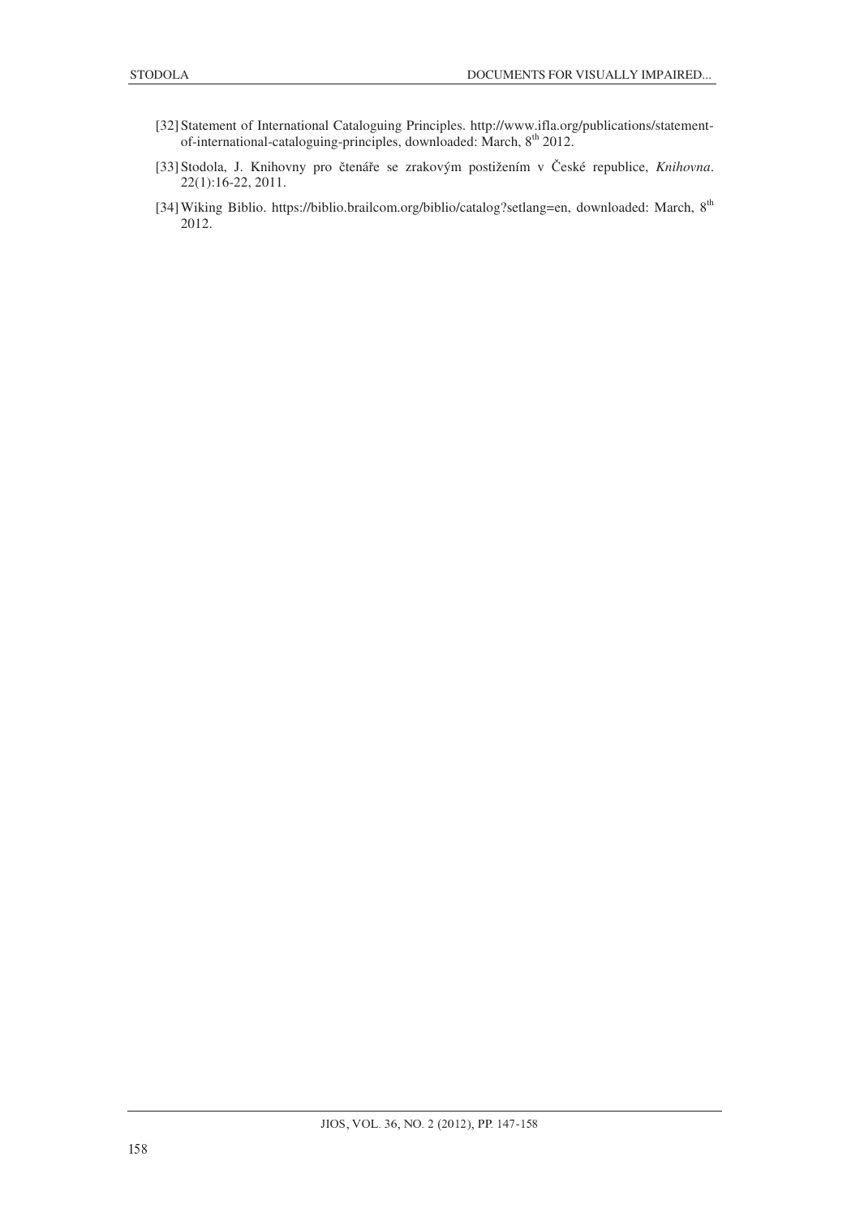[32] Statement of International Cataloguing Principles. http://www.ifla.org/publications/statement-of-international-cataloguing-principles, downloaded: March, 8th 2012.

[33] Stodola, J. Knihovny pro čtenáře se zrakovým postižením v České republice, *Knihovna*. 22(1):16-22, 2011.

[34] Wiking Biblio. https://biblio.brailcom.org/biblio/catalog?setlang=en, downloaded: March, 8th 2012.